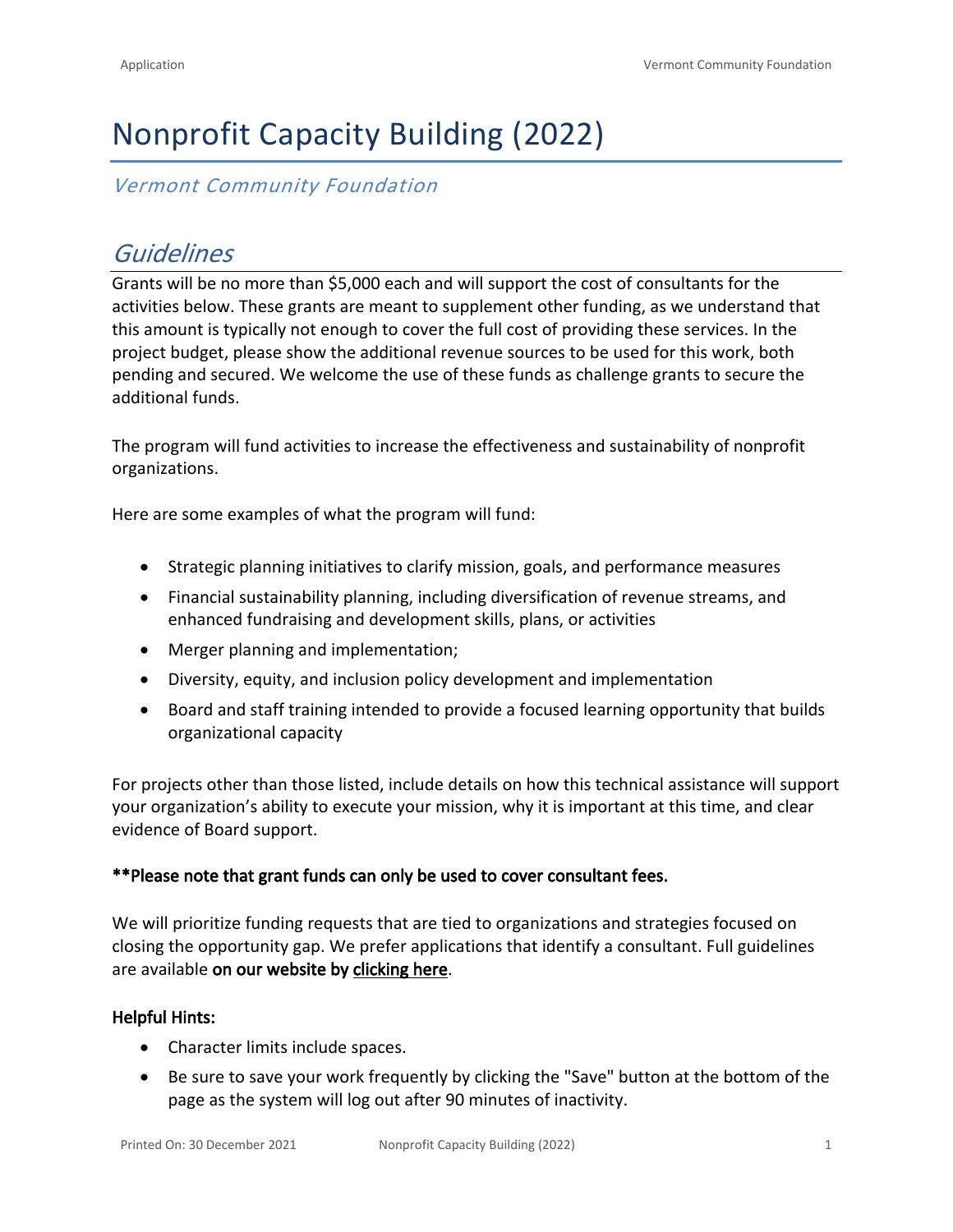# Nonprofit Capacity Building (2022)

*Vermont Community Foundation*

## *Guidelines*

Grants will be no more than $5,000 each and will support the cost of consultants for the activities below. These grants are meant to supplement other funding, as we understand that this amount is typically not enough to cover the full cost of providing these services. In the project budget, please show the additional revenue sources to be used for this work, both pending and secured. We welcome the use of these funds as challenge grants to secure the additional funds.

The program will fund activities to increase the effectiveness and sustainability of nonprofit organizations.

Here are some examples of what the program will fund:

- Strategic planning initiatives to clarify mission, goals, and performance measures
- Financial sustainability planning, including diversification of revenue streams, and enhanced fundraising and development skills, plans, or activities
- Merger planning and implementation;
- Diversity, equity, and inclusion policy development and implementation
- Board and staff training intended to provide a focused learning opportunity that builds organizational capacity

For projects other than those listed, include details on how this technical assistance will support your organization's ability to execute your mission, why it is important at this time, and clear evidence of Board support.

**\*\*Please note that grant funds can only be used to cover consultant fees.**

We will prioritize funding requests that are tied to organizations and strategies focused on closing the opportunity gap. We prefer applications that identify a consultant. Full guidelines are available **on our website by clicking here**.

**Helpful Hints:**

- Character limits include spaces.
- Be sure to save your work frequently by clicking the "Save" button at the bottom of the page as the system will log out after 90 minutes of inactivity.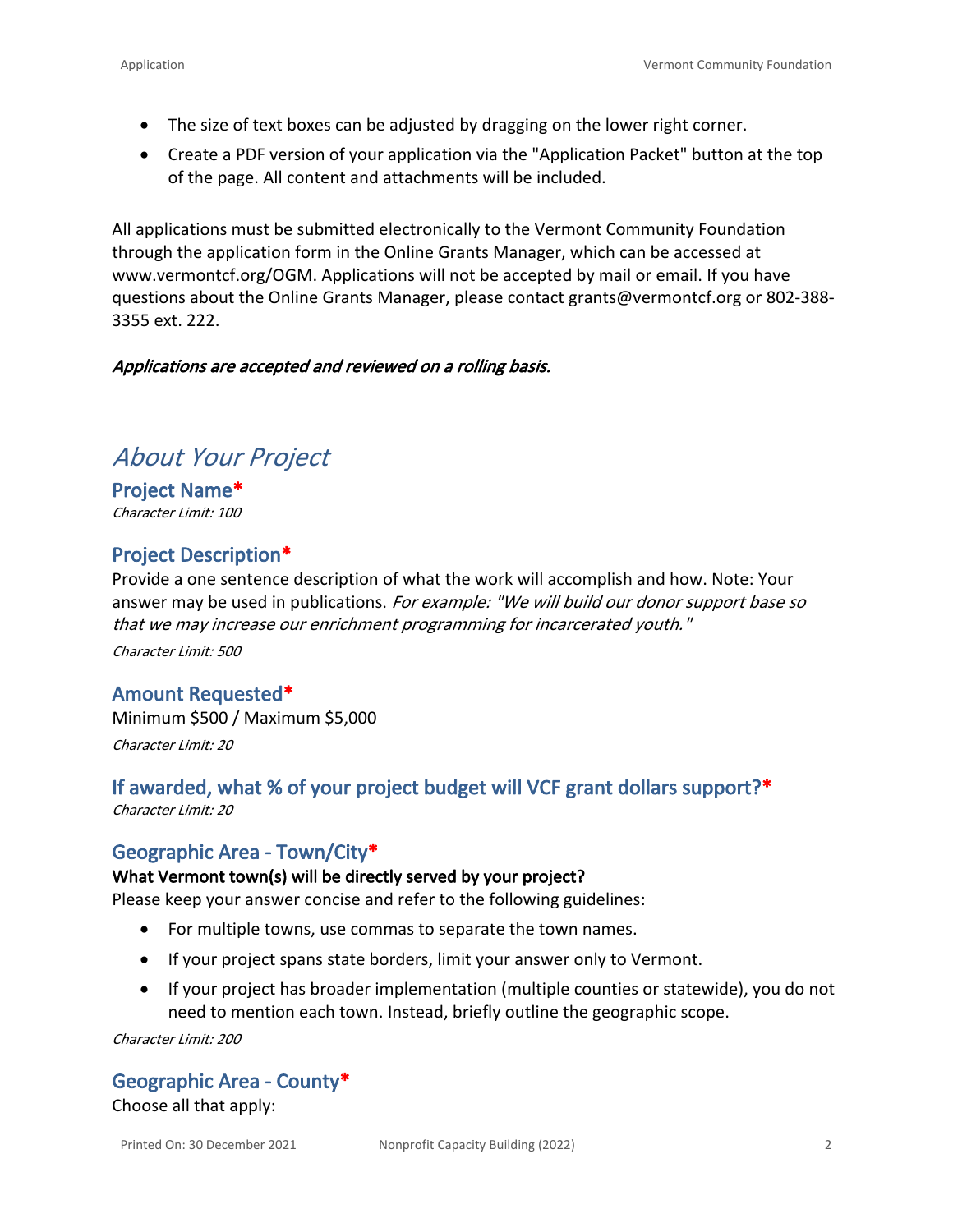- The size of text boxes can be adjusted by dragging on the lower right corner.
- Create a PDF version of your application via the "Application Packet" button at the top of the page. All content and attachments will be included.

All applications must be submitted electronically to the Vermont Community Foundation through the application form in the Online Grants Manager, which can be accessed at www.vermontcf.org/OGM. Applications will not be accepted by mail or email. If you have questions about the Online Grants Manager, please contact grants@vermontcf.org or 802-388-3355 ext. 222.

***Applications are accepted and reviewed on a rolling basis.***

# *About Your Project*

### Project Name*

*Character Limit: 100*

### Project Description*

Provide a one sentence description of what the work will accomplish and how. Note: Your answer may be used in publications. *For example: "We will build our donor support base so that we may increase our enrichment programming for incarcerated youth."*

*Character Limit: 500*

### Amount Requested*

Minimum $500 / Maximum $5,000

*Character Limit: 20*

### If awarded, what % of your project budget will VCF grant dollars support?*

*Character Limit: 20*

### Geographic Area - Town/City*

**What Vermont town(s) will be directly served by your project?**

Please keep your answer concise and refer to the following guidelines:

- For multiple towns, use commas to separate the town names.
- If your project spans state borders, limit your answer only to Vermont.
- If your project has broader implementation (multiple counties or statewide), you do not need to mention each town. Instead, briefly outline the geographic scope.

*Character Limit: 200*

### Geographic Area - County*

Choose all that apply: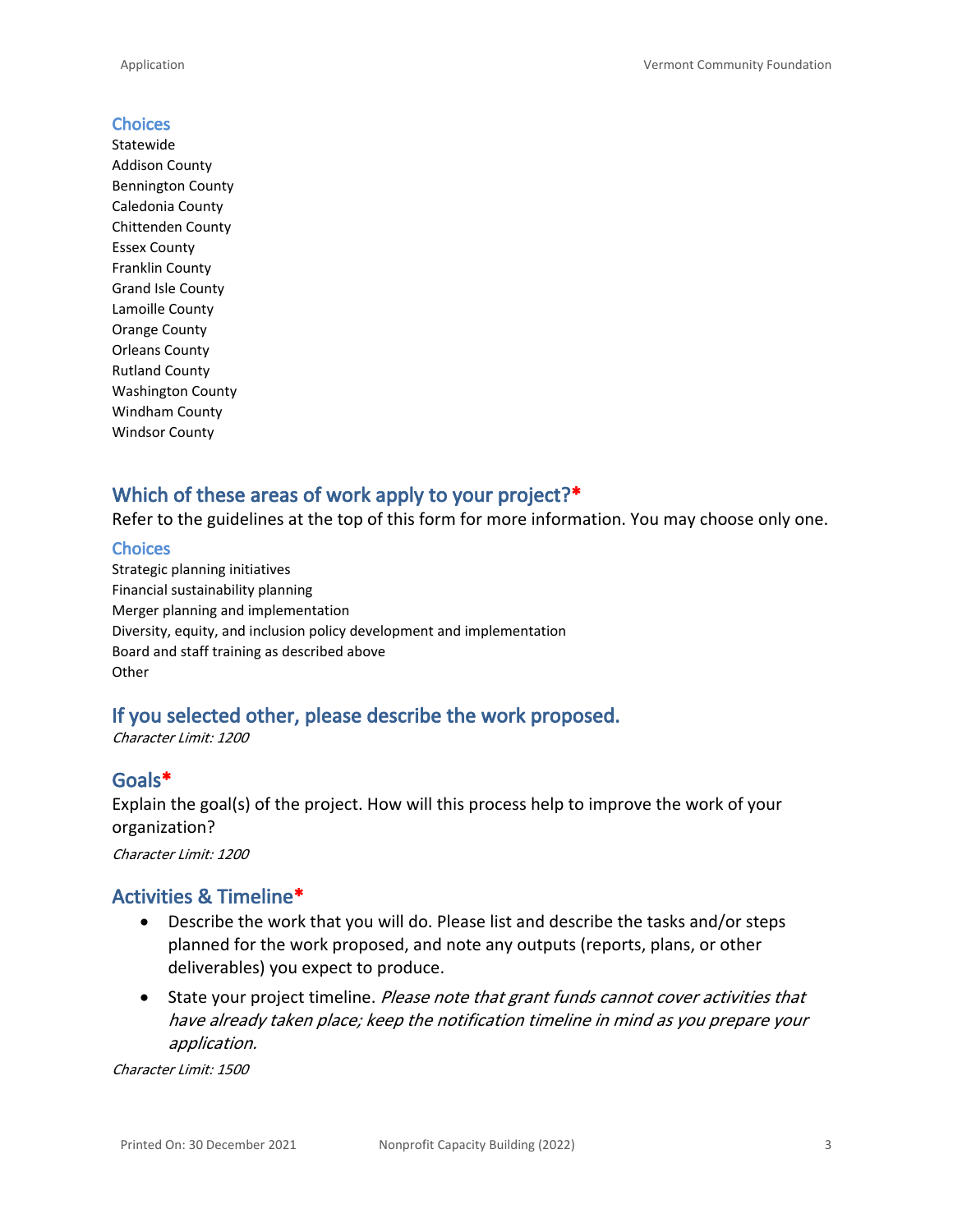### Choices

Statewide
Addison County
Bennington County
Caledonia County
Chittenden County
Essex County
Franklin County
Grand Isle County
Lamoille County
Orange County
Orleans County
Rutland County
Washington County
Windham County
Windsor County

## Which of these areas of work apply to your project?*

Refer to the guidelines at the top of this form for more information. You may choose only one.

### Choices

Strategic planning initiatives
Financial sustainability planning
Merger planning and implementation
Diversity, equity, and inclusion policy development and implementation
Board and staff training as described above
Other

## If you selected other, please describe the work proposed.

*Character Limit: 1200*

## Goals*

Explain the goal(s) of the project. How will this process help to improve the work of your organization?

*Character Limit: 1200*

## Activities & Timeline*

- Describe the work that you will do. Please list and describe the tasks and/or steps planned for the work proposed, and note any outputs (reports, plans, or other deliverables) you expect to produce.
- State your project timeline. *Please note that grant funds cannot cover activities that have already taken place; keep the notification timeline in mind as you prepare your application.*

*Character Limit: 1500*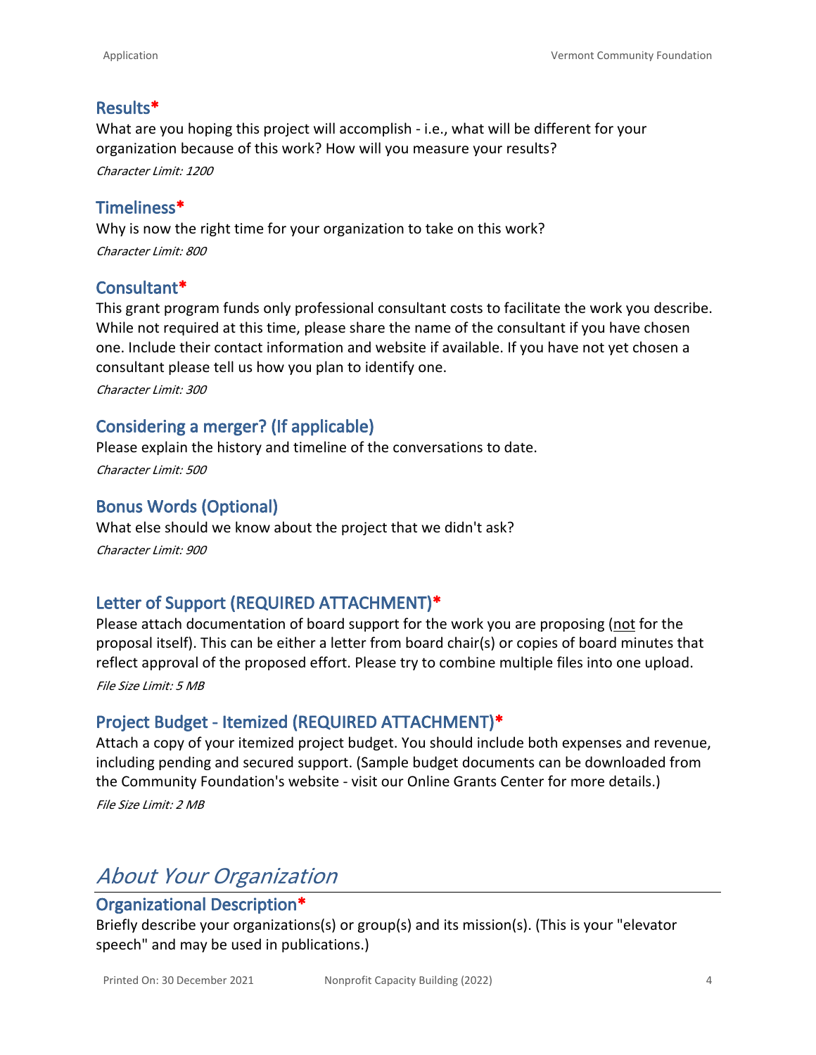### Results*

What are you hoping this project will accomplish - i.e., what will be different for your organization because of this work? How will you measure your results?

*Character Limit: 1200*

### Timeliness*

Why is now the right time for your organization to take on this work?

*Character Limit: 800*

### Consultant*

This grant program funds only professional consultant costs to facilitate the work you describe. While not required at this time, please share the name of the consultant if you have chosen one. Include their contact information and website if available. If you have not yet chosen a consultant please tell us how you plan to identify one.

*Character Limit: 300*

### Considering a merger? (If applicable)

Please explain the history and timeline of the conversations to date.

*Character Limit: 500*

### Bonus Words (Optional)

What else should we know about the project that we didn't ask?

*Character Limit: 900*

### Letter of Support (REQUIRED ATTACHMENT)*

Please attach documentation of board support for the work you are proposing (<u>not</u> for the proposal itself). This can be either a letter from board chair(s) or copies of board minutes that reflect approval of the proposed effort. Please try to combine multiple files into one upload.

*File Size Limit: 5 MB*

### Project Budget - Itemized (REQUIRED ATTACHMENT)*

Attach a copy of your itemized project budget. You should include both expenses and revenue, including pending and secured support. (Sample budget documents can be downloaded from the Community Foundation's website - visit our Online Grants Center for more details.)

*File Size Limit: 2 MB*

## *About Your Organization*

### Organizational Description*

Briefly describe your organizations(s) or group(s) and its mission(s). (This is your "elevator speech" and may be used in publications.)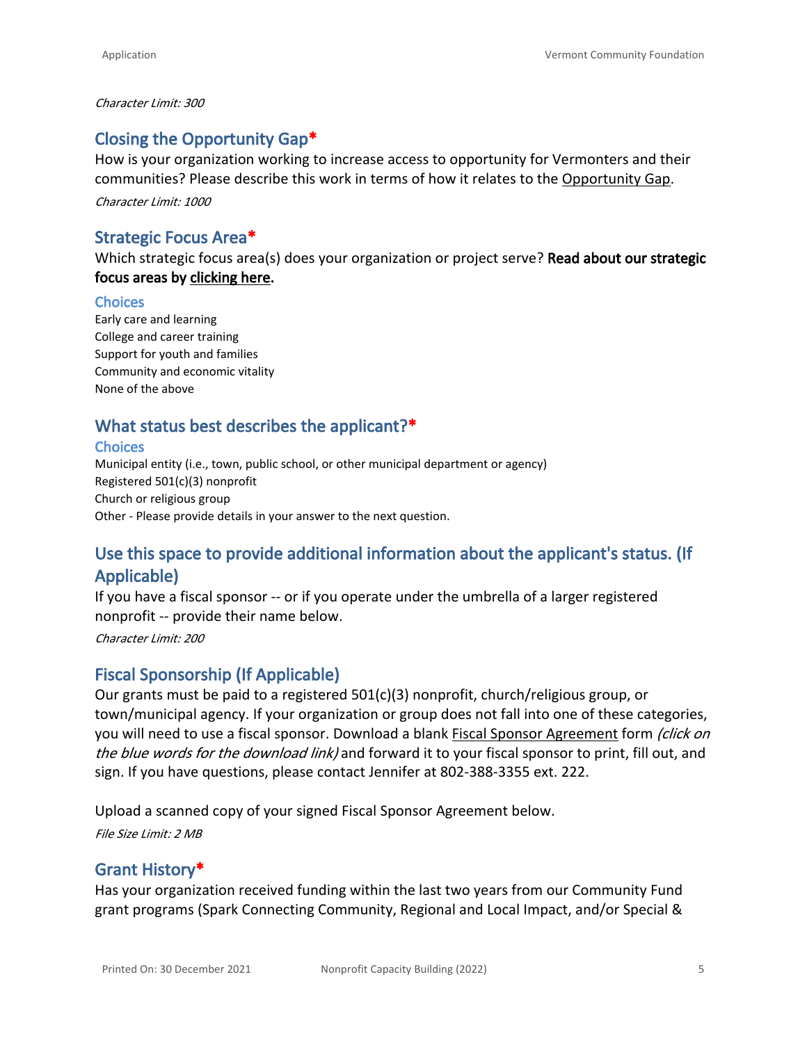*Character Limit: 300*

## Closing the Opportunity Gap*

How is your organization working to increase access to opportunity for Vermonters and their communities? Please describe this work in terms of how it relates to the Opportunity Gap.

*Character Limit: 1000*

## Strategic Focus Area*

Which strategic focus area(s) does your organization or project serve? **Read about our strategic focus areas by clicking here.**

### Choices

Early care and learning
College and career training
Support for youth and families
Community and economic vitality
None of the above

## What status best describes the applicant?*

### Choices

Municipal entity (i.e., town, public school, or other municipal department or agency)
Registered 501(c)(3) nonprofit
Church or religious group
Other - Please provide details in your answer to the next question.

## Use this space to provide additional information about the applicant's status. (If Applicable)

If you have a fiscal sponsor -- or if you operate under the umbrella of a larger registered nonprofit -- provide their name below.

*Character Limit: 200*

## Fiscal Sponsorship (If Applicable)

Our grants must be paid to a registered 501(c)(3) nonprofit, church/religious group, or town/municipal agency. If your organization or group does not fall into one of these categories, you will need to use a fiscal sponsor. Download a blank Fiscal Sponsor Agreement form *(click on the blue words for the download link)* and forward it to your fiscal sponsor to print, fill out, and sign. If you have questions, please contact Jennifer at 802-388-3355 ext. 222.

Upload a scanned copy of your signed Fiscal Sponsor Agreement below.

*File Size Limit: 2 MB*

## Grant History*

Has your organization received funding within the last two years from our Community Fund grant programs (Spark Connecting Community, Regional and Local Impact, and/or Special &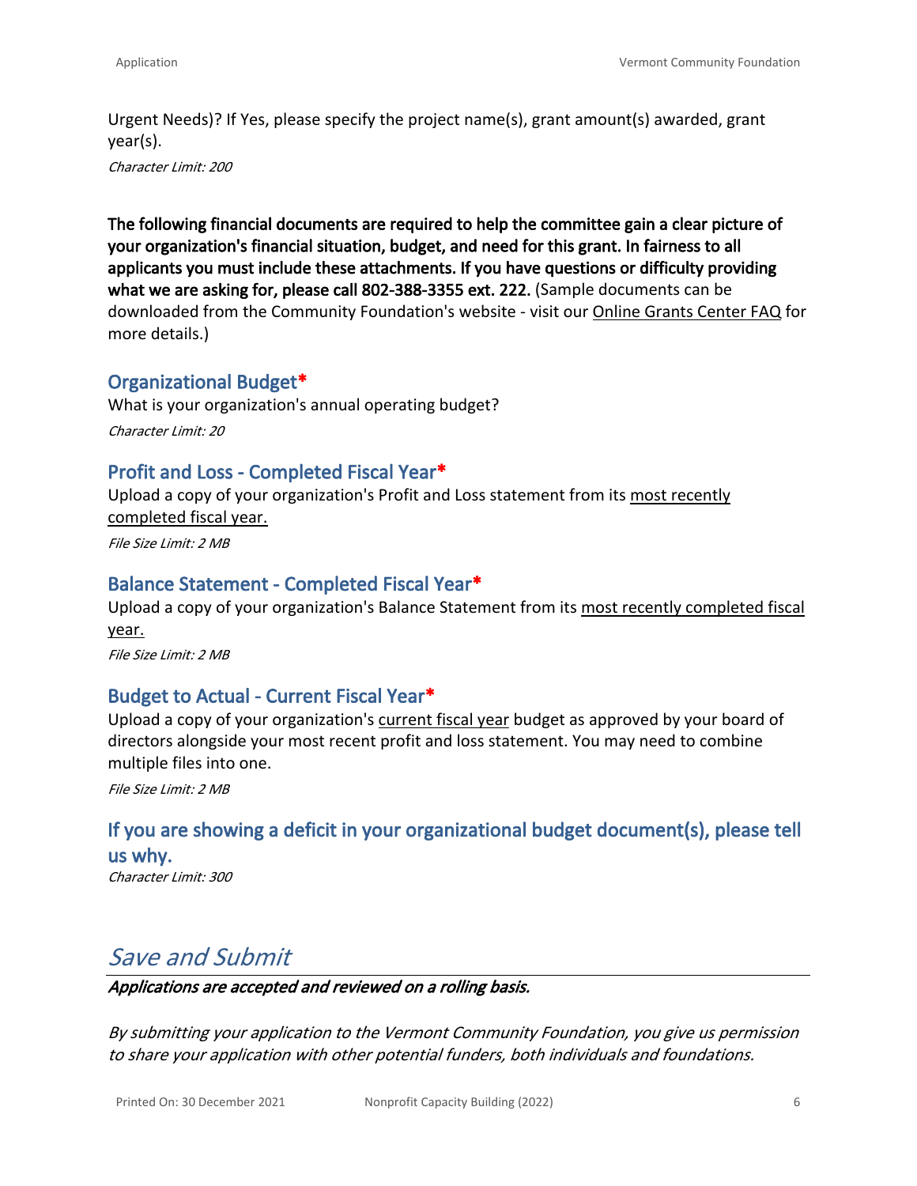Urgent Needs)? If Yes, please specify the project name(s), grant amount(s) awarded, grant year(s).

*Character Limit: 200*

**The following financial documents are required to help the committee gain a clear picture of your organization's financial situation, budget, and need for this grant. In fairness to all applicants you must include these attachments. If you have questions or difficulty providing what we are asking for, please call 802-388-3355 ext. 222.** (Sample documents can be downloaded from the Community Foundation's website - visit our Online Grants Center FAQ for more details.)

### Organizational Budget*

What is your organization's annual operating budget?

*Character Limit: 20*

### Profit and Loss - Completed Fiscal Year*

Upload a copy of your organization's Profit and Loss statement from its most recently completed fiscal year.

*File Size Limit: 2 MB*

### Balance Statement - Completed Fiscal Year*

Upload a copy of your organization's Balance Statement from its most recently completed fiscal year.

*File Size Limit: 2 MB*

### Budget to Actual - Current Fiscal Year*

Upload a copy of your organization's current fiscal year budget as approved by your board of directors alongside your most recent profit and loss statement. You may need to combine multiple files into one.

*File Size Limit: 2 MB*

### If you are showing a deficit in your organizational budget document(s), please tell us why.

*Character Limit: 300*

## *Save and Submit*

***Applications are accepted and reviewed on a rolling basis.***

*By submitting your application to the Vermont Community Foundation, you give us permission to share your application with other potential funders, both individuals and foundations.*